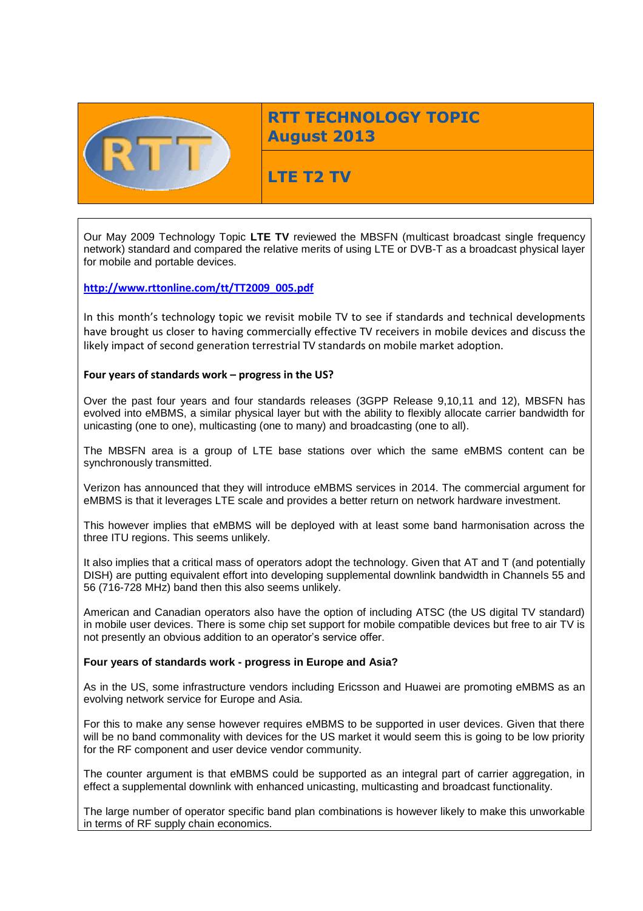# RTT TECHNOLOGY TOPIC
## August 2013

## LTE T2 TV

Our May 2009 Technology Topic **LTE TV** reviewed the MBSFN (multicast broadcast single frequency network) standard and compared the relative merits of using LTE or DVB-T as a broadcast physical layer for mobile and portable devices.

**http://www.rttonline.com/tt/TT2009_005.pdf**

In this month's technology topic we revisit mobile TV to see if standards and technical developments have brought us closer to having commercially effective TV receivers in mobile devices and discuss the likely impact of second generation terrestrial TV standards on mobile market adoption.

### Four years of standards work – progress in the US?

Over the past four years and four standards releases (3GPP Release 9,10,11 and 12), MBSFN has evolved into eMBMS, a similar physical layer but with the ability to flexibly allocate carrier bandwidth for unicasting (one to one), multicasting (one to many) and broadcasting (one to all).

The MBSFN area is a group of LTE base stations over which the same eMBMS content can be synchronously transmitted.

Verizon has announced that they will introduce eMBMS services in 2014. The commercial argument for eMBMS is that it leverages LTE scale and provides a better return on network hardware investment.

This however implies that eMBMS will be deployed with at least some band harmonisation across the three ITU regions. This seems unlikely.

It also implies that a critical mass of operators adopt the technology. Given that AT and T (and potentially DISH) are putting equivalent effort into developing supplemental downlink bandwidth in Channels 55 and 56 (716-728 MHz) band then this also seems unlikely.

American and Canadian operators also have the option of including ATSC (the US digital TV standard) in mobile user devices. There is some chip set support for mobile compatible devices but free to air TV is not presently an obvious addition to an operator's service offer.

### Four years of standards work - progress in Europe and Asia?

As in the US, some infrastructure vendors including Ericsson and Huawei are promoting eMBMS as an evolving network service for Europe and Asia.

For this to make any sense however requires eMBMS to be supported in user devices. Given that there will be no band commonality with devices for the US market it would seem this is going to be low priority for the RF component and user device vendor community.

The counter argument is that eMBMS could be supported as an integral part of carrier aggregation, in effect a supplemental downlink with enhanced unicasting, multicasting and broadcast functionality.

The large number of operator specific band plan combinations is however likely to make this unworkable in terms of RF supply chain economics.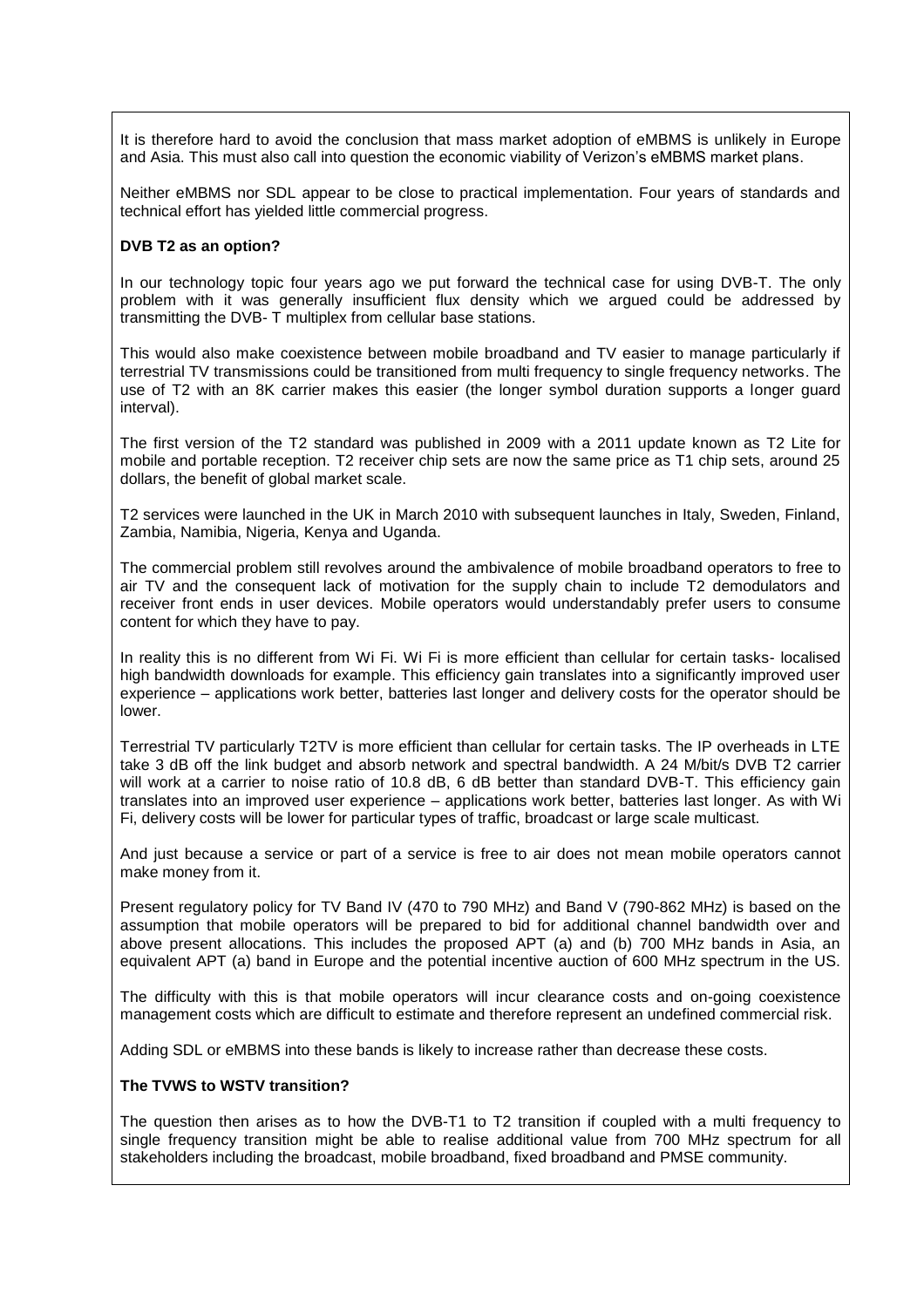It is therefore hard to avoid the conclusion that mass market adoption of eMBMS is unlikely in Europe and Asia. This must also call into question the economic viability of Verizon's eMBMS market plans.

Neither eMBMS nor SDL appear to be close to practical implementation. Four years of standards and technical effort has yielded little commercial progress.

**DVB T2 as an option?**

In our technology topic four years ago we put forward the technical case for using DVB-T. The only problem with it was generally insufficient flux density which we argued could be addressed by transmitting the DVB- T multiplex from cellular base stations.

This would also make coexistence between mobile broadband and TV easier to manage particularly if terrestrial TV transmissions could be transitioned from multi frequency to single frequency networks. The use of T2 with an 8K carrier makes this easier (the longer symbol duration supports a longer guard interval).

The first version of the T2 standard was published in 2009 with a 2011 update known as T2 Lite for mobile and portable reception. T2 receiver chip sets are now the same price as T1 chip sets, around 25 dollars, the benefit of global market scale.

T2 services were launched in the UK in March 2010 with subsequent launches in Italy, Sweden, Finland, Zambia, Namibia, Nigeria, Kenya and Uganda.

The commercial problem still revolves around the ambivalence of mobile broadband operators to free to air TV and the consequent lack of motivation for the supply chain to include T2 demodulators and receiver front ends in user devices. Mobile operators would understandably prefer users to consume content for which they have to pay.

In reality this is no different from Wi Fi. Wi Fi is more efficient than cellular for certain tasks- localised high bandwidth downloads for example. This efficiency gain translates into a significantly improved user experience – applications work better, batteries last longer and delivery costs for the operator should be lower.

Terrestrial TV particularly T2TV is more efficient than cellular for certain tasks. The IP overheads in LTE take 3 dB off the link budget and absorb network and spectral bandwidth. A 24 M/bit/s DVB T2 carrier will work at a carrier to noise ratio of 10.8 dB, 6 dB better than standard DVB-T. This efficiency gain translates into an improved user experience – applications work better, batteries last longer. As with Wi Fi, delivery costs will be lower for particular types of traffic, broadcast or large scale multicast.

And just because a service or part of a service is free to air does not mean mobile operators cannot make money from it.

Present regulatory policy for TV Band IV (470 to 790 MHz) and Band V (790-862 MHz) is based on the assumption that mobile operators will be prepared to bid for additional channel bandwidth over and above present allocations. This includes the proposed APT (a) and (b) 700 MHz bands in Asia, an equivalent APT (a) band in Europe and the potential incentive auction of 600 MHz spectrum in the US.

The difficulty with this is that mobile operators will incur clearance costs and on-going coexistence management costs which are difficult to estimate and therefore represent an undefined commercial risk.

Adding SDL or eMBMS into these bands is likely to increase rather than decrease these costs.

**The TVWS to WSTV transition?**

The question then arises as to how the DVB-T1 to T2 transition if coupled with a multi frequency to single frequency transition might be able to realise additional value from 700 MHz spectrum for all stakeholders including the broadcast, mobile broadband, fixed broadband and PMSE community.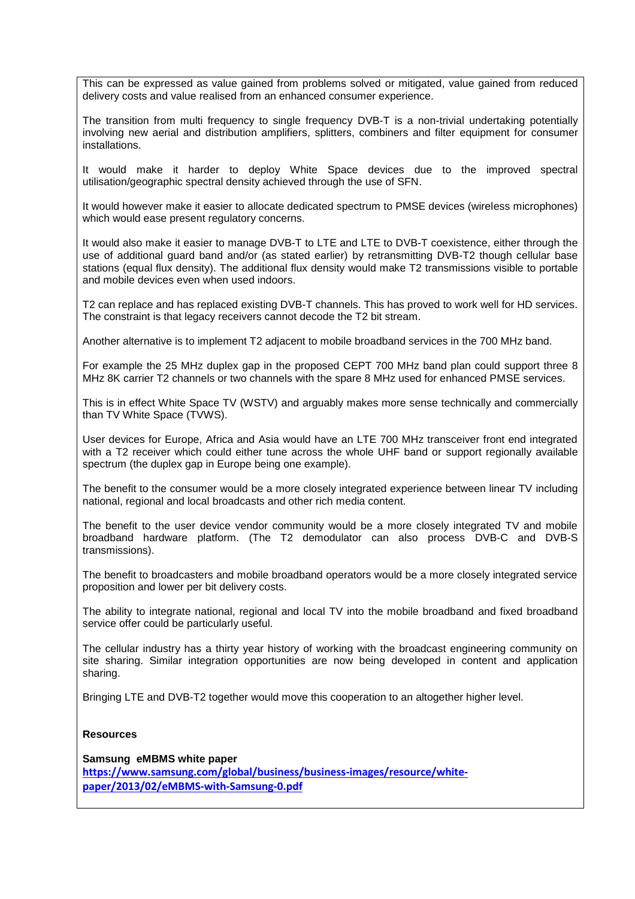This can be expressed as value gained from problems solved or mitigated, value gained from reduced delivery costs and value realised from an enhanced consumer experience.

The transition from multi frequency to single frequency DVB-T is a non-trivial undertaking potentially involving new aerial and distribution amplifiers, splitters, combiners and filter equipment for consumer installations.

It would make it harder to deploy White Space devices due to the improved spectral utilisation/geographic spectral density achieved through the use of SFN.

It would however make it easier to allocate dedicated spectrum to PMSE devices (wireless microphones) which would ease present regulatory concerns.

It would also make it easier to manage DVB-T to LTE and LTE to DVB-T coexistence, either through the use of additional guard band and/or (as stated earlier) by retransmitting DVB-T2 though cellular base stations (equal flux density). The additional flux density would make T2 transmissions visible to portable and mobile devices even when used indoors.

T2 can replace and has replaced existing DVB-T channels. This has proved to work well for HD services. The constraint is that legacy receivers cannot decode the T2 bit stream.

Another alternative is to implement T2 adjacent to mobile broadband services in the 700 MHz band.

For example the 25 MHz duplex gap in the proposed CEPT 700 MHz band plan could support three 8 MHz 8K carrier T2 channels or two channels with the spare 8 MHz used for enhanced PMSE services.

This is in effect White Space TV (WSTV) and arguably makes more sense technically and commercially than TV White Space (TVWS).

User devices for Europe, Africa and Asia would have an LTE 700 MHz transceiver front end integrated with a T2 receiver which could either tune across the whole UHF band or support regionally available spectrum (the duplex gap in Europe being one example).

The benefit to the consumer would be a more closely integrated experience between linear TV including national, regional and local broadcasts and other rich media content.

The benefit to the user device vendor community would be a more closely integrated TV and mobile broadband hardware platform. (The T2 demodulator can also process DVB-C and DVB-S transmissions).

The benefit to broadcasters and mobile broadband operators would be a more closely integrated service proposition and lower per bit delivery costs.

The ability to integrate national, regional and local TV into the mobile broadband and fixed broadband service offer could be particularly useful.

The cellular industry has a thirty year history of working with the broadcast engineering community on site sharing. Similar integration opportunities are now being developed in content and application sharing.

Bringing LTE and DVB-T2 together would move this cooperation to an altogether higher level.

**Resources**

**Samsung eMBMS white paper**
https://www.samsung.com/global/business/business-images/resource/white-paper/2013/02/eMBMS-with-Samsung-0.pdf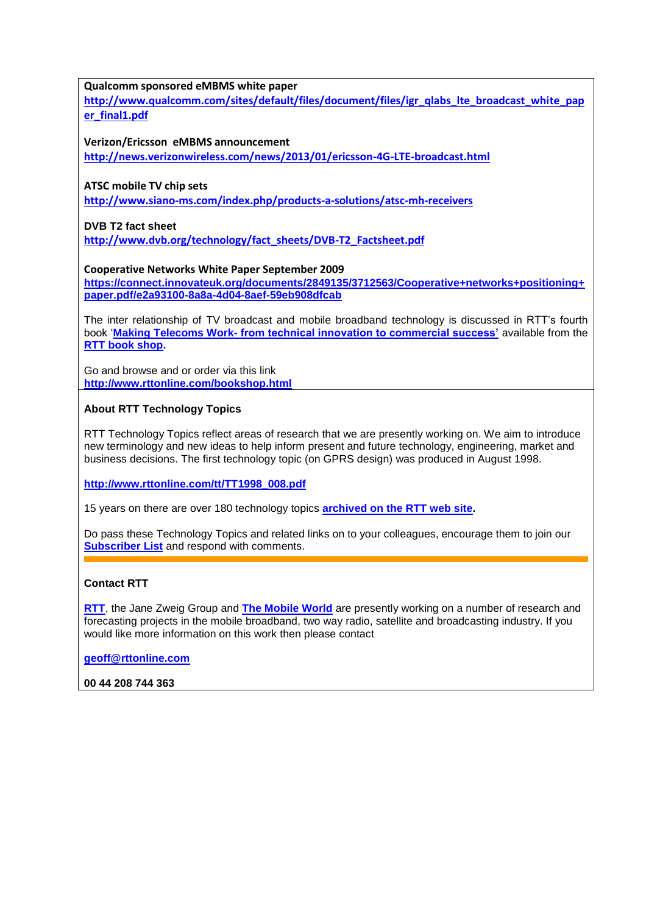**Qualcomm sponsored eMBMS white paper**

http://www.qualcomm.com/sites/default/files/document/files/igr_qlabs_lte_broadcast_white_paper_final1.pdf

**Verizon/Ericsson eMBMS announcement**

http://news.verizonwireless.com/news/2013/01/ericsson-4G-LTE-broadcast.html

**ATSC mobile TV chip sets**

http://www.siano-ms.com/index.php/products-a-solutions/atsc-mh-receivers

**DVB T2 fact sheet**

http://www.dvb.org/technology/fact_sheets/DVB-T2_Factsheet.pdf

**Cooperative Networks White Paper September 2009**

https://connect.innovateuk.org/documents/2849135/3712563/Cooperative+networks+positioning+paper.pdf/e2a93100-8a8a-4d04-8aef-59eb908dfcab

The inter relationship of TV broadcast and mobile broadband technology is discussed in RTT's fourth book '**Making Telecoms Work- from technical innovation to commercial success'** available from the **RTT book shop.**

Go and browse and or order via this link
**http://www.rttonline.com/bookshop.html**

## About RTT Technology Topics

RTT Technology Topics reflect areas of research that we are presently working on. We aim to introduce new terminology and new ideas to help inform present and future technology, engineering, market and business decisions. The first technology topic (on GPRS design) was produced in August 1998.

**http://www.rttonline.com/tt/TT1998_008.pdf**

15 years on there are over 180 technology topics **archived on the RTT web site.**

Do pass these Technology Topics and related links on to your colleagues, encourage them to join our **Subscriber List** and respond with comments.

## Contact RTT

**RTT**, the Jane Zweig Group and **The Mobile World** are presently working on a number of research and forecasting projects in the mobile broadband, two way radio, satellite and broadcasting industry. If you would like more information on this work then please contact

**geoff@rttonline.com**

**00 44 208 744 363**